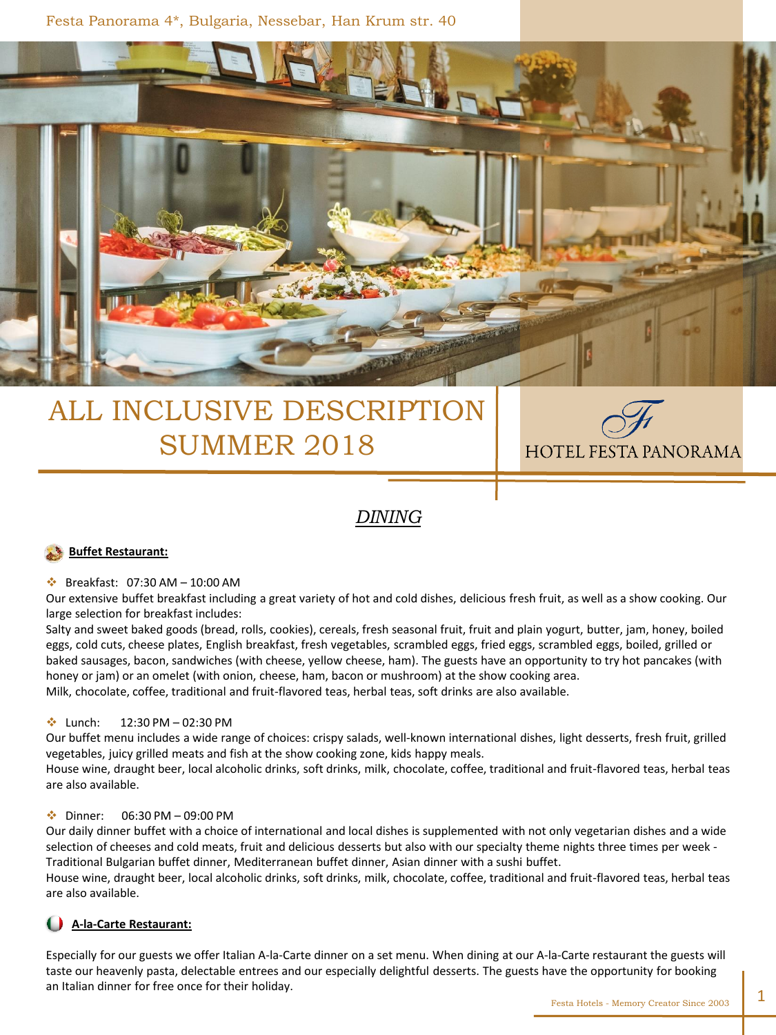Festa Panorama 4*, Bulgaria, Nessebar, Han Krum str. 40

# ALL INCLUSIVE DESCRIPTION SUMMER 2018

HOTEL FESTA PANORAMA

## *DINING*

### **Buffet Restaurant:**

- Breakfast: 07:30 AM – 10:00 AM

Our extensive buffet breakfast including a great variety of hot and cold dishes, delicious fresh fruit, as well as a show cooking. Our large selection for breakfast includes:
Salty and sweet baked goods (bread, rolls, cookies), cereals, fresh seasonal fruit, fruit and plain yogurt, butter, jam, honey, boiled eggs, cold cuts, cheese plates, English breakfast, fresh vegetables, scrambled eggs, fried eggs, scrambled eggs, boiled, grilled or baked sausages, bacon, sandwiches (with cheese, yellow cheese, ham). The guests have an opportunity to try hot pancakes (with honey or jam) or an omelet (with onion, cheese, ham, bacon or mushroom) at the show cooking area.
Milk, chocolate, coffee, traditional and fruit-flavored teas, herbal teas, soft drinks are also available.

- Lunch: 12:30 PM – 02:30 PM

Our buffet menu includes a wide range of choices: crispy salads, well-known international dishes, light desserts, fresh fruit, grilled vegetables, juicy grilled meats and fish at the show cooking zone, kids happy meals.
House wine, draught beer, local alcoholic drinks, soft drinks, milk, chocolate, coffee, traditional and fruit-flavored teas, herbal teas are also available.

- Dinner: 06:30 PM – 09:00 PM

Our daily dinner buffet with a choice of international and local dishes is supplemented with not only vegetarian dishes and a wide selection of cheeses and cold meats, fruit and delicious desserts but also with our specialty theme nights three times per week - Traditional Bulgarian buffet dinner, Mediterranean buffet dinner, Asian dinner with a sushi buffet.
House wine, draught beer, local alcoholic drinks, soft drinks, milk, chocolate, coffee, traditional and fruit-flavored teas, herbal teas are also available.

### **A-la-Carte Restaurant:**

Especially for our guests we offer Italian A-la-Carte dinner on a set menu. When dining at our A-la-Carte restaurant the guests will taste our heavenly pasta, delectable entrees and our especially delightful desserts. The guests have the opportunity for booking an Italian dinner for free once for their holiday.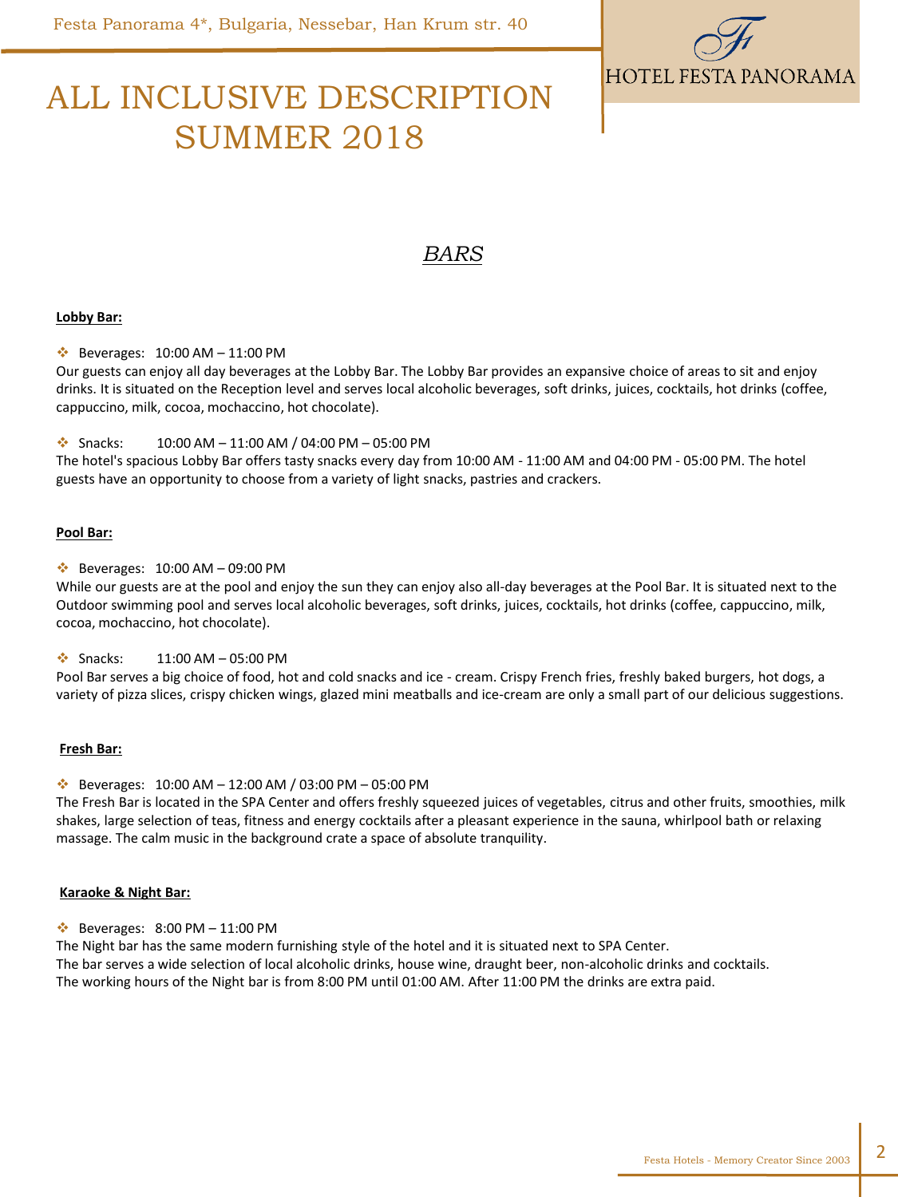# ALL INCLUSIVE DESCRIPTION SUMMER 2018

## *BARS*

**Lobby Bar:**

❖ Beverages: 10:00 AM – 11:00 PM

Our guests can enjoy all day beverages at the Lobby Bar. The Lobby Bar provides an expansive choice of areas to sit and enjoy drinks. It is situated on the Reception level and serves local alcoholic beverages, soft drinks, juices, cocktails, hot drinks (coffee, cappuccino, milk, cocoa, mochaccino, hot chocolate).

❖ Snacks: 10:00 AM – 11:00 AM / 04:00 PM – 05:00 PM

The hotel's spacious Lobby Bar offers tasty snacks every day from 10:00 AM - 11:00 AM and 04:00 PM - 05:00 PM. The hotel guests have an opportunity to choose from a variety of light snacks, pastries and crackers.

**Pool Bar:**

❖ Beverages: 10:00 AM – 09:00 PM

While our guests are at the pool and enjoy the sun they can enjoy also all-day beverages at the Pool Bar. It is situated next to the Outdoor swimming pool and serves local alcoholic beverages, soft drinks, juices, cocktails, hot drinks (coffee, cappuccino, milk, cocoa, mochaccino, hot chocolate).

❖ Snacks: 11:00 AM – 05:00 PM

Pool Bar serves a big choice of food, hot and cold snacks and ice - cream. Crispy French fries, freshly baked burgers, hot dogs, a variety of pizza slices, crispy chicken wings, glazed mini meatballs and ice-cream are only a small part of our delicious suggestions.

**Fresh Bar:**

❖ Beverages: 10:00 AM – 12:00 AM / 03:00 PM – 05:00 PM

The Fresh Bar is located in the SPA Center and offers freshly squeezed juices of vegetables, citrus and other fruits, smoothies, milk shakes, large selection of teas, fitness and energy cocktails after a pleasant experience in the sauna, whirlpool bath or relaxing massage. The calm music in the background crate a space of absolute tranquility.

**Karaoke & Night Bar:**

❖ Beverages: 8:00 PM – 11:00 PM

The Night bar has the same modern furnishing style of the hotel and it is situated next to SPA Center.
The bar serves a wide selection of local alcoholic drinks, house wine, draught beer, non-alcoholic drinks and cocktails.
The working hours of the Night bar is from 8:00 PM until 01:00 AM. After 11:00 PM the drinks are extra paid.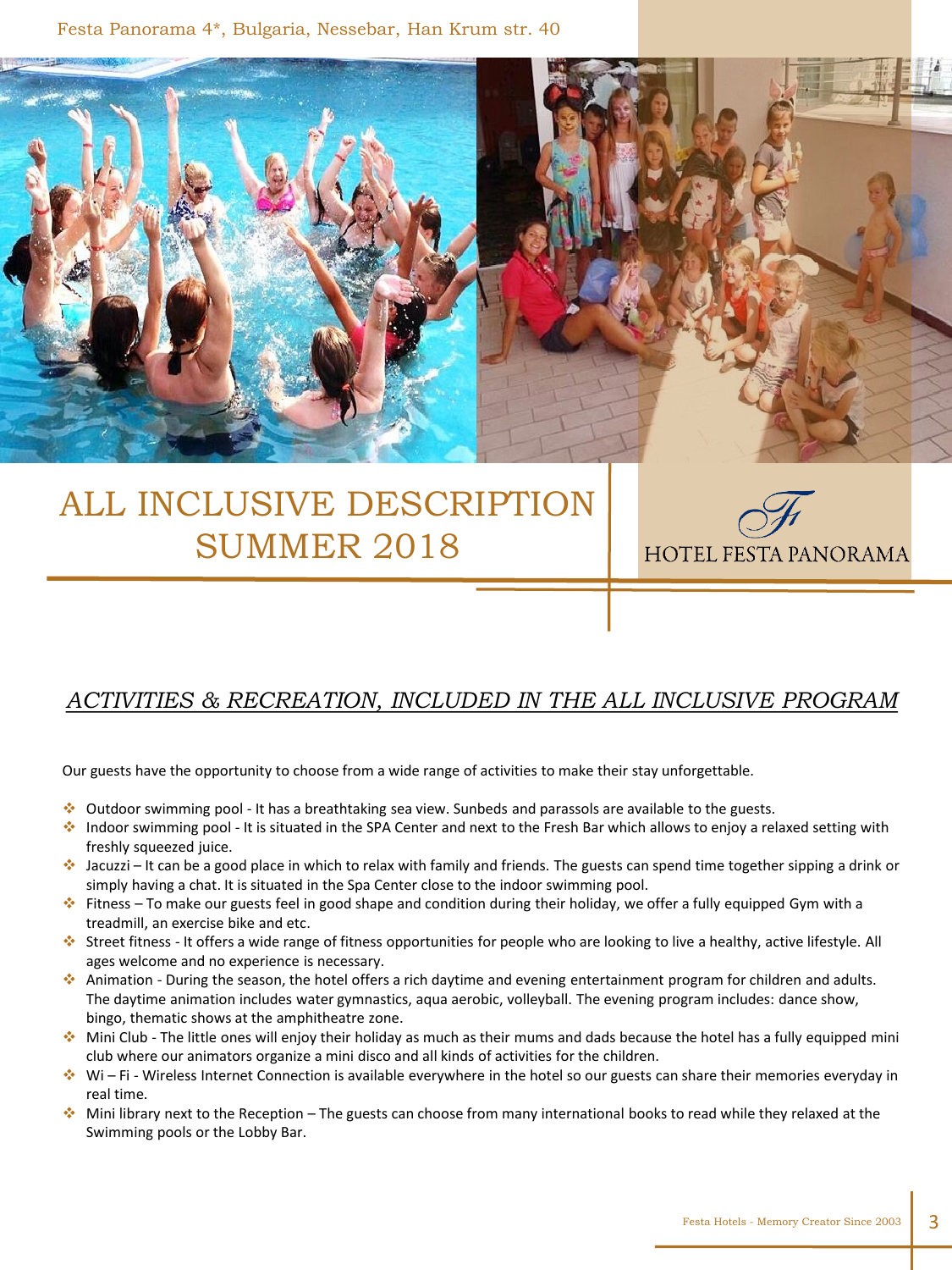Festa Panorama 4*, Bulgaria, Nessebar, Han Krum str. 40

# ALL INCLUSIVE DESCRIPTION SUMMER 2018

HOTEL FESTA PANORAMA

## *ACTIVITIES & RECREATION, INCLUDED IN THE ALL INCLUSIVE PROGRAM*

Our guests have the opportunity to choose from a wide range of activities to make their stay unforgettable.

- Outdoor swimming pool - It has a breathtaking sea view. Sunbeds and parassols are available to the guests.
- Indoor swimming pool - It is situated in the SPA Center and next to the Fresh Bar which allows to enjoy a relaxed setting with freshly squeezed juice.
- Jacuzzi – It can be a good place in which to relax with family and friends. The guests can spend time together sipping a drink or simply having a chat. It is situated in the Spa Center close to the indoor swimming pool.
- Fitness – To make our guests feel in good shape and condition during their holiday, we offer a fully equipped Gym with a treadmill, an exercise bike and etc.
- Street fitness - It offers a wide range of fitness opportunities for people who are looking to live a healthy, active lifestyle. All ages welcome and no experience is necessary.
- Animation - During the season, the hotel offers a rich daytime and evening entertainment program for children and adults. The daytime animation includes water gymnastics, aqua aerobic, volleyball. The evening program includes: dance show, bingo, thematic shows at the amphitheatre zone.
- Mini Club - The little ones will enjoy their holiday as much as their mums and dads because the hotel has a fully equipped mini club where our animators organize a mini disco and all kinds of activities for the children.
- Wi – Fi - Wireless Internet Connection is available everywhere in the hotel so our guests can share their memories everyday in real time.
- Mini library next to the Reception – The guests can choose from many international books to read while they relaxed at the Swimming pools or the Lobby Bar.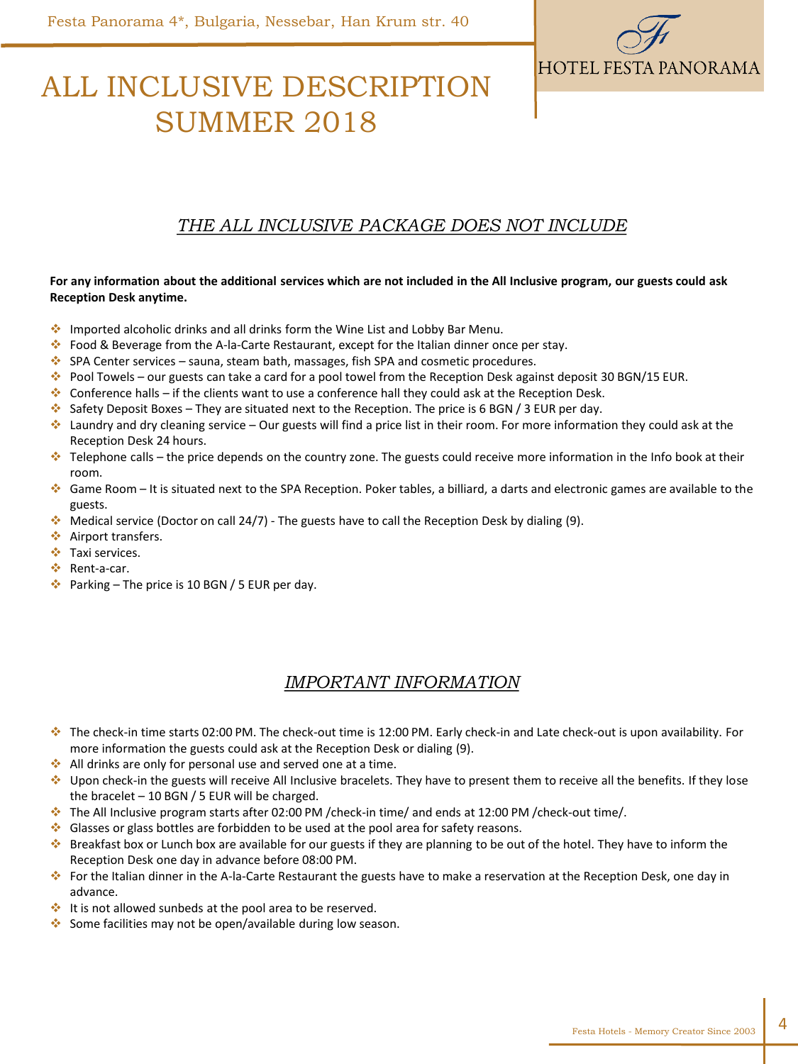# ALL INCLUSIVE DESCRIPTION SUMMER 2018

HOTEL FESTA PANORAMA

## *THE ALL INCLUSIVE PACKAGE DOES NOT INCLUDE*

**For any information about the additional services which are not included in the All Inclusive program, our guests could ask Reception Desk anytime.**

- Imported alcoholic drinks and all drinks form the Wine List and Lobby Bar Menu.
- Food & Beverage from the A-la-Carte Restaurant, except for the Italian dinner once per stay.
- SPA Center services – sauna, steam bath, massages, fish SPA and cosmetic procedures.
- Pool Towels – our guests can take a card for a pool towel from the Reception Desk against deposit 30 BGN/15 EUR.
- Conference halls – if the clients want to use a conference hall they could ask at the Reception Desk.
- Safety Deposit Boxes – They are situated next to the Reception. The price is 6 BGN / 3 EUR per day.
- Laundry and dry cleaning service – Our guests will find a price list in their room. For more information they could ask at the Reception Desk 24 hours.
- Telephone calls – the price depends on the country zone. The guests could receive more information in the Info book at their room.
- Game Room – It is situated next to the SPA Reception. Poker tables, a billiard, a darts and electronic games are available to the guests.
- Medical service (Doctor on call 24/7) - The guests have to call the Reception Desk by dialing (9).
- Airport transfers.
- Taxi services.
- Rent-a-car.
- Parking – The price is 10 BGN / 5 EUR per day.

## *IMPORTANT INFORMATION*

- The check-in time starts 02:00 PM. The check-out time is 12:00 PM. Early check-in and Late check-out is upon availability. For more information the guests could ask at the Reception Desk or dialing (9).
- All drinks are only for personal use and served one at a time.
- Upon check-in the guests will receive All Inclusive bracelets. They have to present them to receive all the benefits. If they lose the bracelet – 10 BGN / 5 EUR will be charged.
- The All Inclusive program starts after 02:00 PM /check-in time/ and ends at 12:00 PM /check-out time/.
- Glasses or glass bottles are forbidden to be used at the pool area for safety reasons.
- Breakfast box or Lunch box are available for our guests if they are planning to be out of the hotel. They have to inform the Reception Desk one day in advance before 08:00 PM.
- For the Italian dinner in the A-la-Carte Restaurant the guests have to make a reservation at the Reception Desk, one day in advance.
- It is not allowed sunbeds at the pool area to be reserved.
- Some facilities may not be open/available during low season.